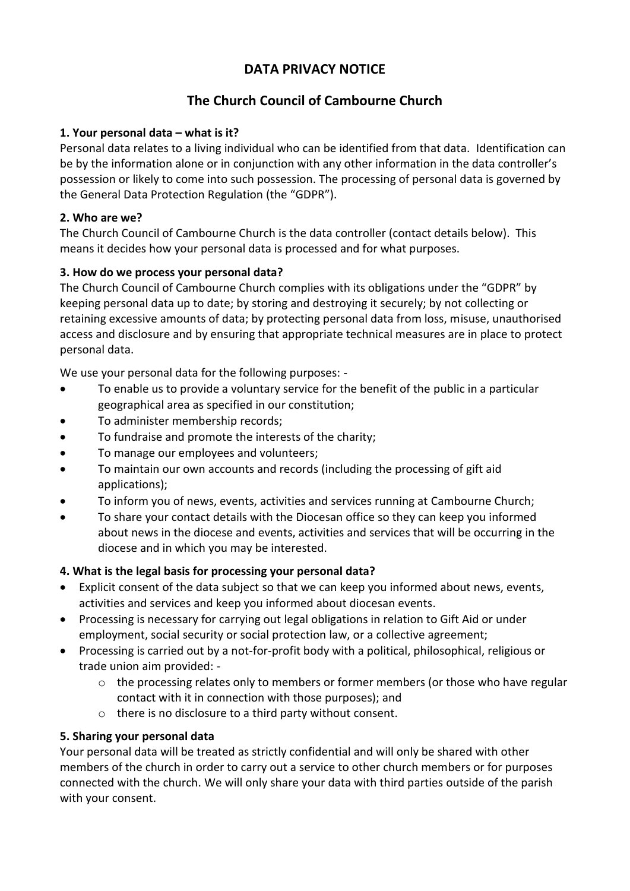# DATA PRIVACY NOTICE

## The Church Council of Cambourne Church

**1. Your personal data – what is it?**

Personal data relates to a living individual who can be identified from that data. Identification can be by the information alone or in conjunction with any other information in the data controller's possession or likely to come into such possession. The processing of personal data is governed by the General Data Protection Regulation (the "GDPR").

**2. Who are we?**

The Church Council of Cambourne Church is the data controller (contact details below). This means it decides how your personal data is processed and for what purposes.

**3. How do we process your personal data?**

The Church Council of Cambourne Church complies with its obligations under the "GDPR" by keeping personal data up to date; by storing and destroying it securely; by not collecting or retaining excessive amounts of data; by protecting personal data from loss, misuse, unauthorised access and disclosure and by ensuring that appropriate technical measures are in place to protect personal data.

We use your personal data for the following purposes: -

- To enable us to provide a voluntary service for the benefit of the public in a particular geographical area as specified in our constitution;
- To administer membership records;
- To fundraise and promote the interests of the charity;
- To manage our employees and volunteers;
- To maintain our own accounts and records (including the processing of gift aid applications);
- To inform you of news, events, activities and services running at Cambourne Church;
- To share your contact details with the Diocesan office so they can keep you informed about news in the diocese and events, activities and services that will be occurring in the diocese and in which you may be interested.

**4. What is the legal basis for processing your personal data?**

- Explicit consent of the data subject so that we can keep you informed about news, events, activities and services and keep you informed about diocesan events.
- Processing is necessary for carrying out legal obligations in relation to Gift Aid or under employment, social security or social protection law, or a collective agreement;
- Processing is carried out by a not-for-profit body with a political, philosophical, religious or trade union aim provided: -
  - the processing relates only to members or former members (or those who have regular contact with it in connection with those purposes); and
  - there is no disclosure to a third party without consent.

**5. Sharing your personal data**

Your personal data will be treated as strictly confidential and will only be shared with other members of the church in order to carry out a service to other church members or for purposes connected with the church. We will only share your data with third parties outside of the parish with your consent.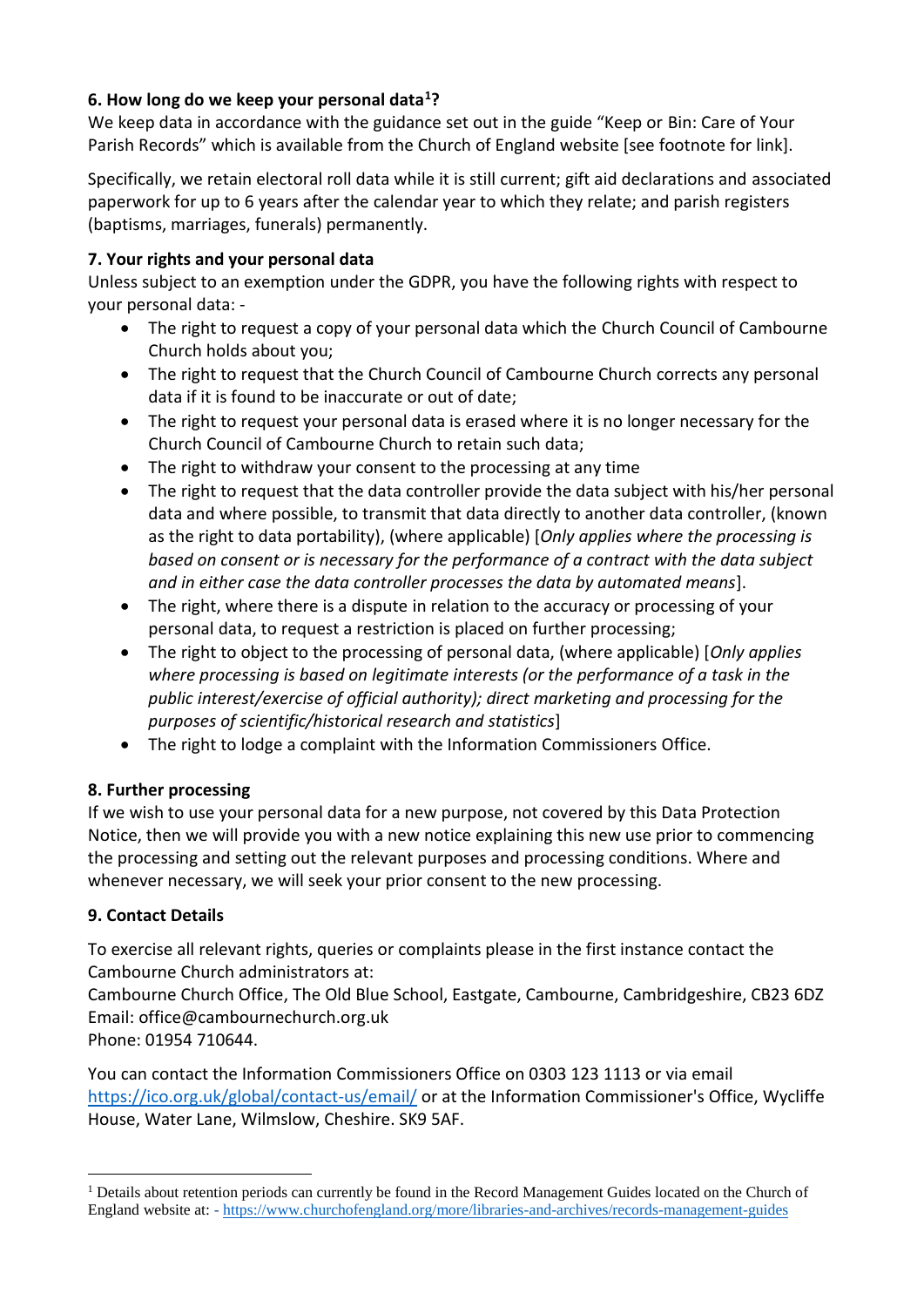### 6. How long do we keep your personal data[1]?

We keep data in accordance with the guidance set out in the guide "Keep or Bin: Care of Your Parish Records" which is available from the Church of England website [see footnote for link].

Specifically, we retain electoral roll data while it is still current; gift aid declarations and associated paperwork for up to 6 years after the calendar year to which they relate; and parish registers (baptisms, marriages, funerals) permanently.

### 7. Your rights and your personal data

Unless subject to an exemption under the GDPR, you have the following rights with respect to your personal data: -

- The right to request a copy of your personal data which the Church Council of Cambourne Church holds about you;
- The right to request that the Church Council of Cambourne Church corrects any personal data if it is found to be inaccurate or out of date;
- The right to request your personal data is erased where it is no longer necessary for the Church Council of Cambourne Church to retain such data;
- The right to withdraw your consent to the processing at any time
- The right to request that the data controller provide the data subject with his/her personal data and where possible, to transmit that data directly to another data controller, (known as the right to data portability), (where applicable) [*Only applies where the processing is based on consent or is necessary for the performance of a contract with the data subject and in either case the data controller processes the data by automated means*].
- The right, where there is a dispute in relation to the accuracy or processing of your personal data, to request a restriction is placed on further processing;
- The right to object to the processing of personal data, (where applicable) [*Only applies where processing is based on legitimate interests (or the performance of a task in the public interest/exercise of official authority); direct marketing and processing for the purposes of scientific/historical research and statistics*]
- The right to lodge a complaint with the Information Commissioners Office.

### 8. Further processing

If we wish to use your personal data for a new purpose, not covered by this Data Protection Notice, then we will provide you with a new notice explaining this new use prior to commencing the processing and setting out the relevant purposes and processing conditions. Where and whenever necessary, we will seek your prior consent to the new processing.

### 9. Contact Details

To exercise all relevant rights, queries or complaints please in the first instance contact the Cambourne Church administrators at:
Cambourne Church Office, The Old Blue School, Eastgate, Cambourne, Cambridgeshire, CB23 6DZ
Email: office@cambournechurch.org.uk
Phone: 01954 710644.

You can contact the Information Commissioners Office on 0303 123 1113 or via email https://ico.org.uk/global/contact-us/email/ or at the Information Commissioner's Office, Wycliffe House, Water Lane, Wilmslow, Cheshire. SK9 5AF.

---

[1] Details about retention periods can currently be found in the Record Management Guides located on the Church of England website at: - https://www.churchofengland.org/more/libraries-and-archives/records-management-guides